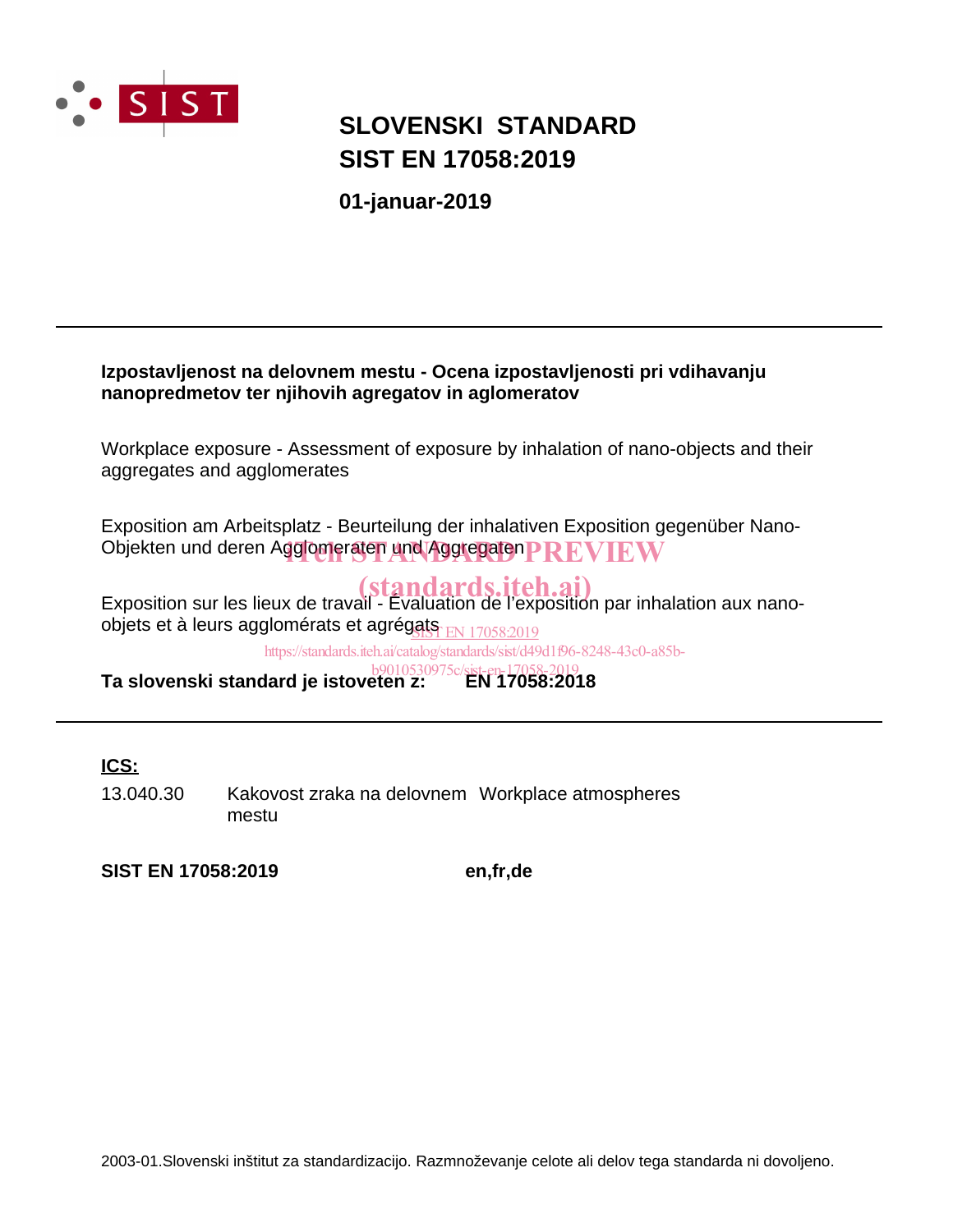# SLOVENSKI STANDARD
# SIST EN 17058:2019

**01-januar-2019**

---

**Izpostavljenost na delovnem mestu - Ocena izpostavljenosti pri vdihavanju nanopredmetov ter njihovih agregatov in aglomeratov**

Workplace exposure - Assessment of exposure by inhalation of nano-objects and their aggregates and agglomerates

Exposition am Arbeitsplatz - Beurteilung der inhalativen Exposition gegenüber Nano-Objekten und deren Agglomeraten und Aggregaten

Exposition sur les lieux de travail - Évaluation de l'exposition par inhalation aux nano-objets et à leurs agglomérats et agrégats

**Ta slovenski standard je istoveten z:** **EN 17058:2018**

---

**ICS:**

| | | |
|---|---|---|
| 13.040.30 | Kakovost zraka na delovnem mestu | Workplace atmospheres |

**SIST EN 17058:2019** **en,fr,de**

2003-01.Slovenski inštitut za standardizacijo. Razmnoževanje celote ali delov tega standarda ni dovoljeno.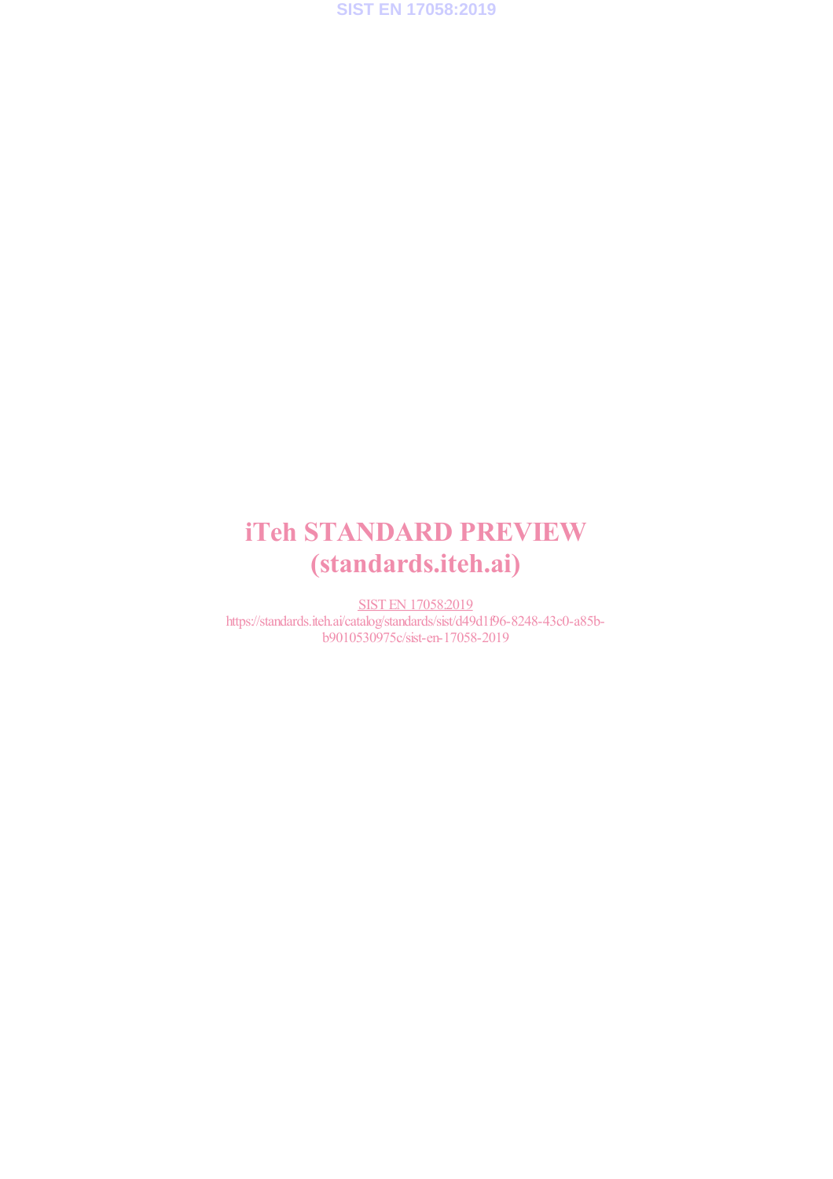# iTeh STANDARD PREVIEW
# (standards.iteh.ai)

SIST EN 17058:2019
https://standards.iteh.ai/catalog/standards/sist/d49d1f96-8248-43c0-a85b-b9010530975c/sist-en-17058-2019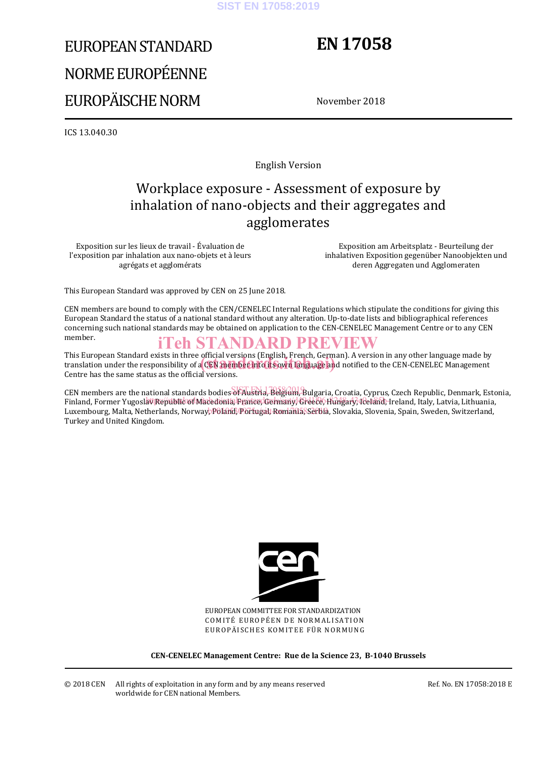EUROPEAN STANDARD

NORME EUROPÉENNE

EUROPÄISCHE NORM

# EN 17058

November 2018

ICS 13.040.30

English Version

# Workplace exposure - Assessment of exposure by inhalation of nano-objects and their aggregates and agglomerates

Exposition sur les lieux de travail - Évaluation de l'exposition par inhalation aux nano-objets et à leurs agrégats et agglomérats

Exposition am Arbeitsplatz - Beurteilung der inhalativen Exposition gegenüber Nanoobjekten und deren Aggregaten und Agglomeraten

This European Standard was approved by CEN on 25 June 2018.

CEN members are bound to comply with the CEN/CENELEC Internal Regulations which stipulate the conditions for giving this European Standard the status of a national standard without any alteration. Up-to-date lists and bibliographical references concerning such national standards may be obtained on application to the CEN-CENELEC Management Centre or to any CEN member.

This European Standard exists in three official versions (English, French, German). A version in any other language made by translation under the responsibility of a CEN member into its own language and notified to the CEN-CENELEC Management Centre has the same status as the official versions.

CEN members are the national standards bodies of Austria, Belgium, Bulgaria, Croatia, Cyprus, Czech Republic, Denmark, Estonia, Finland, Former Yugoslav Republic of Macedonia, France, Germany, Greece, Hungary, Iceland, Ireland, Italy, Latvia, Lithuania, Luxembourg, Malta, Netherlands, Norway, Poland, Portugal, Romania, Serbia, Slovakia, Slovenia, Spain, Sweden, Switzerland, Turkey and United Kingdom.

EUROPEAN COMMITTEE FOR STANDARDIZATION

COMITÉ EUROPÉEN DE NORMALISATION

EUROPÄISCHES KOMITEE FÜR NORMUNG

**CEN-CENELEC Management Centre: Rue de la Science 23, B-1040 Brussels**

© 2018 CEN All rights of exploitation in any form and by any means reserved worldwide for CEN national Members.

Ref. No. EN 17058:2018 E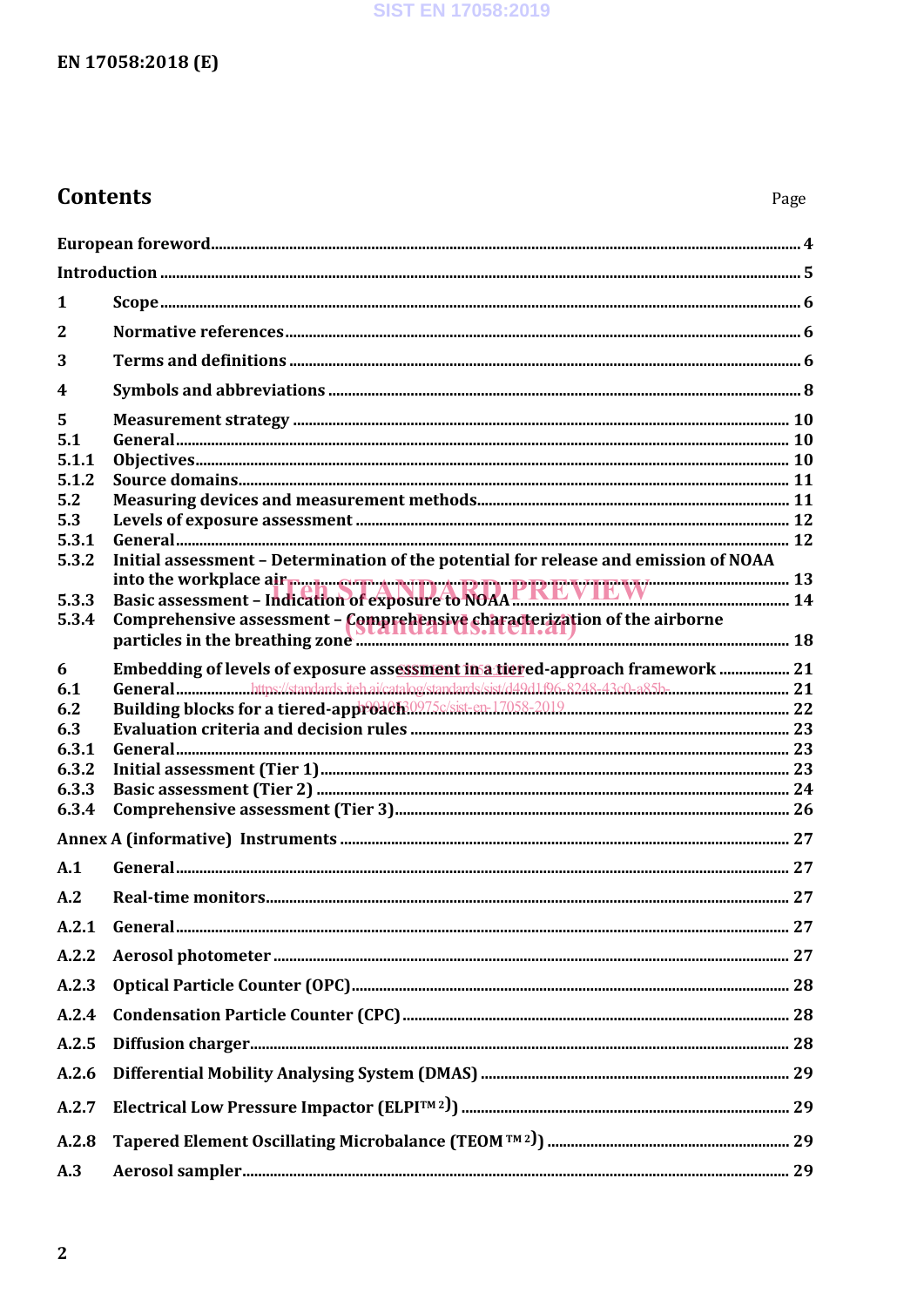# Contents

Page

European foreword ... 4

Introduction ... 5

1 Scope ... 6

2 Normative references ... 6

3 Terms and definitions ... 6

4 Symbols and abbreviations ... 8

5 Measurement strategy ... 10

5.1 General ... 10

5.1.1 Objectives ... 10

5.1.2 Source domains ... 11

5.2 Measuring devices and measurement methods ... 11

5.3 Levels of exposure assessment ... 12

5.3.1 General ... 12

5.3.2 Initial assessment – Determination of the potential for release and emission of NOAA into the workplace air ... 13

5.3.3 Basic assessment – Indication of exposure to NOAA ... 14

5.3.4 Comprehensive assessment – Comprehensive characterization of the airborne particles in the breathing zone ... 18

6 Embedding of levels of exposure assessment in a tiered-approach framework ... 21

6.1 General ... 21

6.2 Building blocks for a tiered-approach ... 22

6.3 Evaluation criteria and decision rules ... 23

6.3.1 General ... 23

6.3.2 Initial assessment (Tier 1) ... 23

6.3.3 Basic assessment (Tier 2) ... 24

6.3.4 Comprehensive assessment (Tier 3) ... 26

Annex A (informative) Instruments ... 27

A.1 General ... 27

A.2 Real-time monitors ... 27

A.2.1 General ... 27

A.2.2 Aerosol photometer ... 27

A.2.3 Optical Particle Counter (OPC) ... 28

A.2.4 Condensation Particle Counter (CPC) ... 28

A.2.5 Diffusion charger ... 28

A.2.6 Differential Mobility Analysing System (DMAS) ... 29

A.2.7 Electrical Low Pressure Impactor (ELPI™ [2])) ... 29

A.2.8 Tapered Element Oscillating Microbalance (TEOM ™ [2])) ... 29

A.3 Aerosol sampler ... 29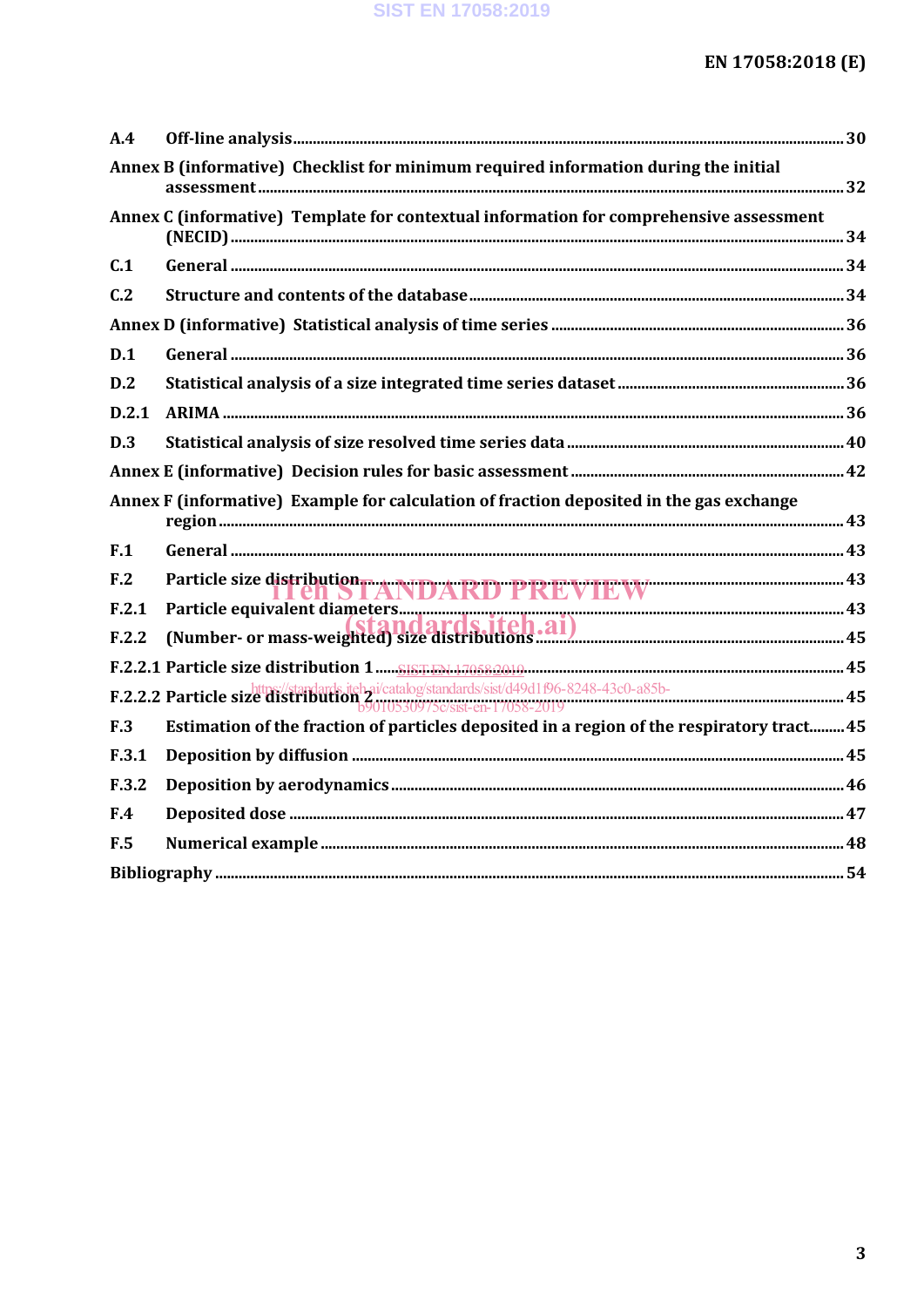A.4 Off-line analysis ........................................................................................................................................ 30

Annex B (informative) Checklist for minimum required information during the initial assessment ................................................................................................................................................. 32

Annex C (informative) Template for contextual information for comprehensive assessment (NECID) ........................................................................................................................................................ 34

C.1 General ......................................................................................................................................................... 34

C.2 Structure and contents of the database ............................................................................................ 34

Annex D (informative) Statistical analysis of time series ........................................................................ 36

D.1 General ......................................................................................................................................................... 36

D.2 Statistical analysis of a size integrated time series dataset ......................................................... 36

D.2.1 ARIMA ........................................................................................................................................................... 36

D.3 Statistical analysis of size resolved time series data ..................................................................... 40

Annex E (informative) Decision rules for basic assessment ..................................................................... 42

Annex F (informative) Example for calculation of fraction deposited in the gas exchange region ............................................................................................................................................................ 43

F.1 General ......................................................................................................................................................... 43

F.2 Particle size distribution ........................................................................................................................ 43

F.2.1 Particle equivalent diameters ................................................................................................................ 43

F.2.2 (Number- or mass-weighted) size distributions ............................................................................ 45

F.2.2.1 Particle size distribution 1 ..................................................................................................................... 45

F.2.2.2 Particle size distribution 2 ..................................................................................................................... 45

F.3 Estimation of the fraction of particles deposited in a region of the respiratory tract ......... 45

F.3.1 Deposition by diffusion ........................................................................................................................... 45

F.3.2 Deposition by aerodynamics ................................................................................................................. 46

F.4 Deposited dose ........................................................................................................................................... 47

F.5 Numerical example .................................................................................................................................. 48

Bibliography ......................................................................................................................................................... 54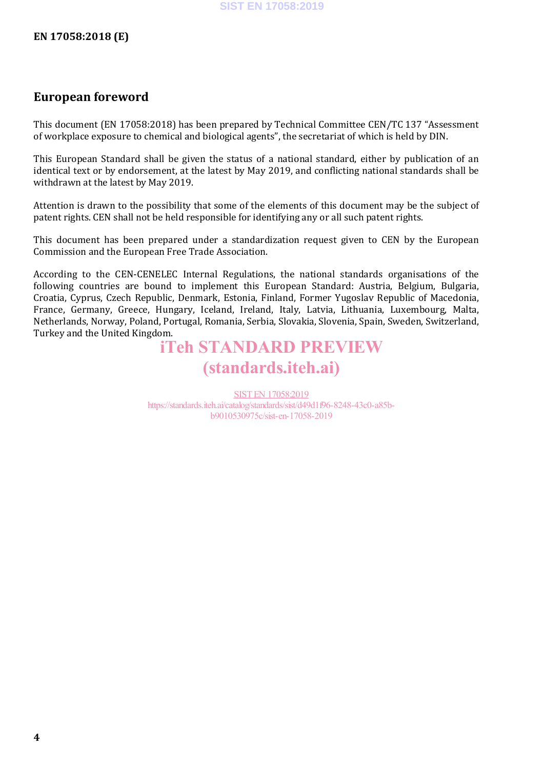## European foreword

This document (EN 17058:2018) has been prepared by Technical Committee CEN/TC 137 "Assessment of workplace exposure to chemical and biological agents", the secretariat of which is held by DIN.

This European Standard shall be given the status of a national standard, either by publication of an identical text or by endorsement, at the latest by May 2019, and conflicting national standards shall be withdrawn at the latest by May 2019.

Attention is drawn to the possibility that some of the elements of this document may be the subject of patent rights. CEN shall not be held responsible for identifying any or all such patent rights.

This document has been prepared under a standardization request given to CEN by the European Commission and the European Free Trade Association.

According to the CEN-CENELEC Internal Regulations, the national standards organisations of the following countries are bound to implement this European Standard: Austria, Belgium, Bulgaria, Croatia, Cyprus, Czech Republic, Denmark, Estonia, Finland, Former Yugoslav Republic of Macedonia, France, Germany, Greece, Hungary, Iceland, Ireland, Italy, Latvia, Lithuania, Luxembourg, Malta, Netherlands, Norway, Poland, Portugal, Romania, Serbia, Slovakia, Slovenia, Spain, Sweden, Switzerland, Turkey and the United Kingdom.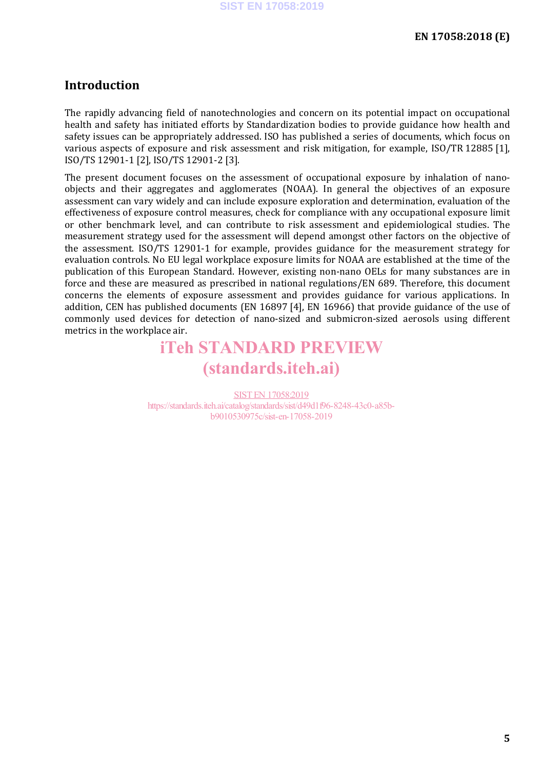## Introduction

The rapidly advancing field of nanotechnologies and concern on its potential impact on occupational health and safety has initiated efforts by Standardization bodies to provide guidance how health and safety issues can be appropriately addressed. ISO has published a series of documents, which focus on various aspects of exposure and risk assessment and risk mitigation, for example, ISO/TR 12885 [1], ISO/TS 12901-1 [2], ISO/TS 12901-2 [3].

The present document focuses on the assessment of occupational exposure by inhalation of nano-objects and their aggregates and agglomerates (NOAA). In general the objectives of an exposure assessment can vary widely and can include exposure exploration and determination, evaluation of the effectiveness of exposure control measures, check for compliance with any occupational exposure limit or other benchmark level, and can contribute to risk assessment and epidemiological studies. The measurement strategy used for the assessment will depend amongst other factors on the objective of the assessment. ISO/TS 12901-1 for example, provides guidance for the measurement strategy for evaluation controls. No EU legal workplace exposure limits for NOAA are established at the time of the publication of this European Standard. However, existing non-nano OELs for many substances are in force and these are measured as prescribed in national regulations/EN 689. Therefore, this document concerns the elements of exposure assessment and provides guidance for various applications. In addition, CEN has published documents (EN 16897 [4], EN 16966) that provide guidance of the use of commonly used devices for detection of nano-sized and submicron-sized aerosols using different metrics in the workplace air.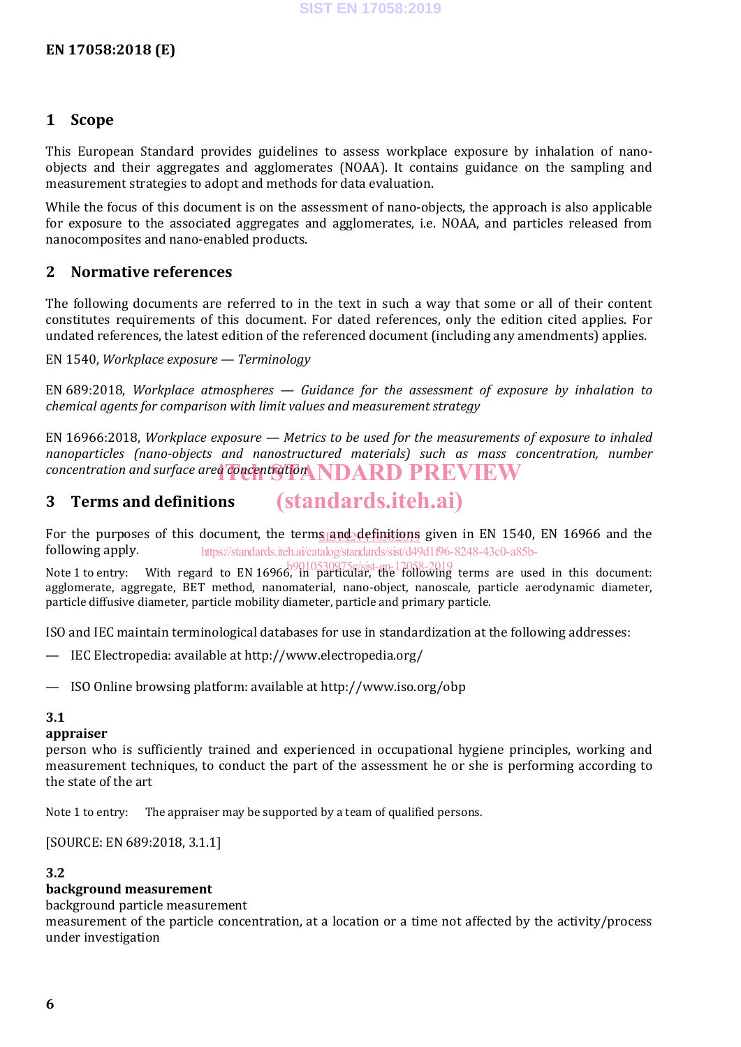## 1 Scope

This European Standard provides guidelines to assess workplace exposure by inhalation of nano-objects and their aggregates and agglomerates (NOAA). It contains guidance on the sampling and measurement strategies to adopt and methods for data evaluation.

While the focus of this document is on the assessment of nano-objects, the approach is also applicable for exposure to the associated aggregates and agglomerates, i.e. NOAA, and particles released from nanocomposites and nano-enabled products.

## 2 Normative references

The following documents are referred to in the text in such a way that some or all of their content constitutes requirements of this document. For dated references, only the edition cited applies. For undated references, the latest edition of the referenced document (including any amendments) applies.

EN 1540, *Workplace exposure — Terminology*

EN 689:2018, *Workplace atmospheres — Guidance for the assessment of exposure by inhalation to chemical agents for comparison with limit values and measurement strategy*

EN 16966:2018, *Workplace exposure — Metrics to be used for the measurements of exposure to inhaled nanoparticles (nano-objects and nanostructured materials) such as mass concentration, number concentration and surface area concentration*

## 3 Terms and definitions

For the purposes of this document, the terms and definitions given in EN 1540, EN 16966 and the following apply.

Note 1 to entry: With regard to EN 16966, in particular, the following terms are used in this document: agglomerate, aggregate, BET method, nanomaterial, nano-object, nanoscale, particle aerodynamic diameter, particle diffusive diameter, particle mobility diameter, particle and primary particle.

ISO and IEC maintain terminological databases for use in standardization at the following addresses:

— IEC Electropedia: available at http://www.electropedia.org/

— ISO Online browsing platform: available at http://www.iso.org/obp

**3.1**
**appraiser**
person who is sufficiently trained and experienced in occupational hygiene principles, working and measurement techniques, to conduct the part of the assessment he or she is performing according to the state of the art

Note 1 to entry: The appraiser may be supported by a team of qualified persons.

[SOURCE: EN 689:2018, 3.1.1]

**3.2**
**background measurement**
background particle measurement
measurement of the particle concentration, at a location or a time not affected by the activity/process under investigation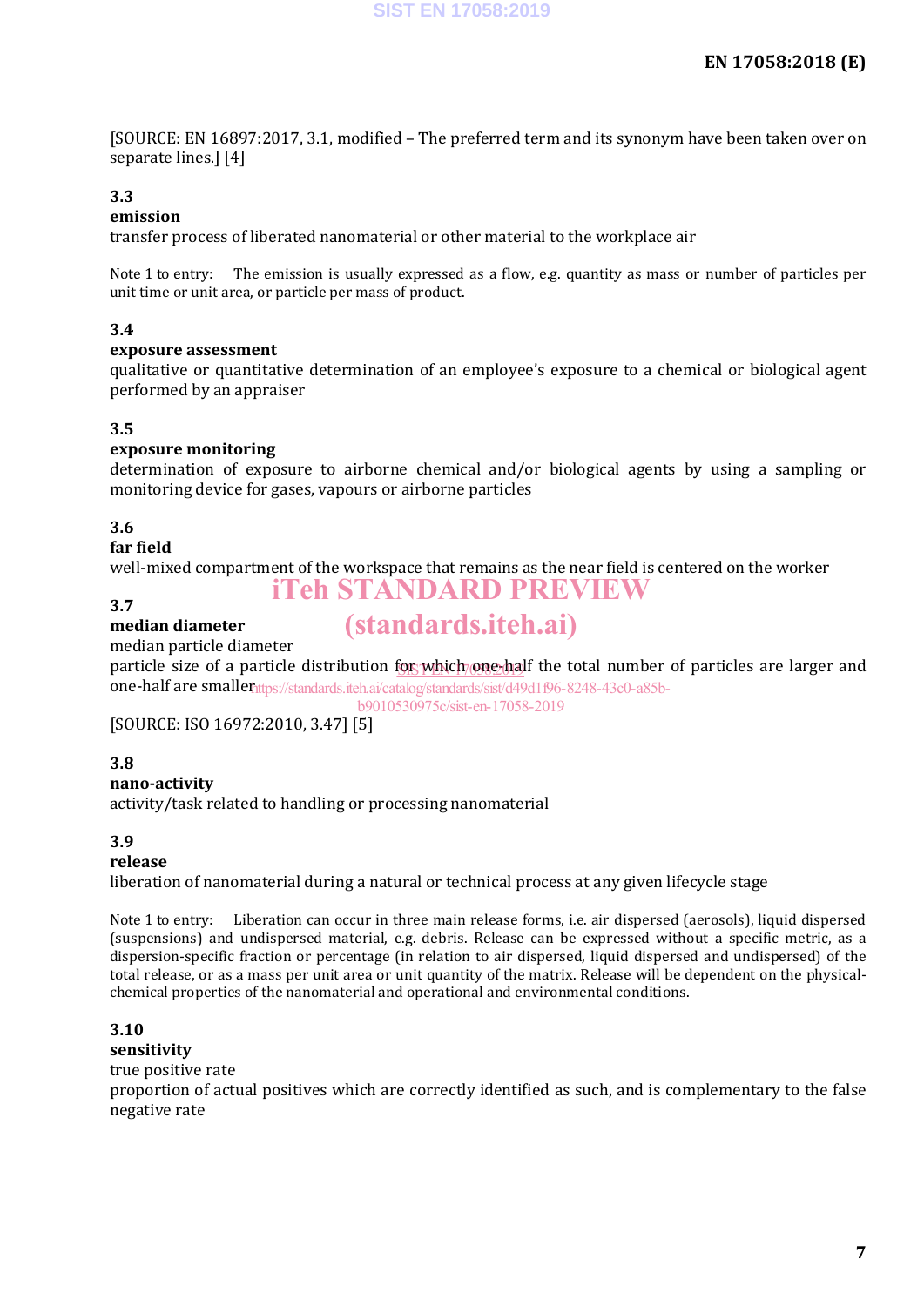[SOURCE: EN 16897:2017, 3.1, modified – The preferred term and its synonym have been taken over on separate lines.] [4]

**3.3**
**emission**
transfer process of liberated nanomaterial or other material to the workplace air

Note 1 to entry: The emission is usually expressed as a flow, e.g. quantity as mass or number of particles per unit time or unit area, or particle per mass of product.

**3.4**
**exposure assessment**
qualitative or quantitative determination of an employee's exposure to a chemical or biological agent performed by an appraiser

**3.5**
**exposure monitoring**
determination of exposure to airborne chemical and/or biological agents by using a sampling or monitoring device for gases, vapours or airborne particles

**3.6**
**far field**
well-mixed compartment of the workspace that remains as the near field is centered on the worker

**3.7**
**median diameter**
median particle diameter
particle size of a particle distribution for which one-half the total number of particles are larger and one-half are smaller

[SOURCE: ISO 16972:2010, 3.47] [5]

**3.8**
**nano-activity**
activity/task related to handling or processing nanomaterial

**3.9**
**release**
liberation of nanomaterial during a natural or technical process at any given lifecycle stage

Note 1 to entry: Liberation can occur in three main release forms, i.e. air dispersed (aerosols), liquid dispersed (suspensions) and undispersed material, e.g. debris. Release can be expressed without a specific metric, as a dispersion-specific fraction or percentage (in relation to air dispersed, liquid dispersed and undispersed) of the total release, or as a mass per unit area or unit quantity of the matrix. Release will be dependent on the physical-chemical properties of the nanomaterial and operational and environmental conditions.

**3.10**
**sensitivity**
true positive rate
proportion of actual positives which are correctly identified as such, and is complementary to the false negative rate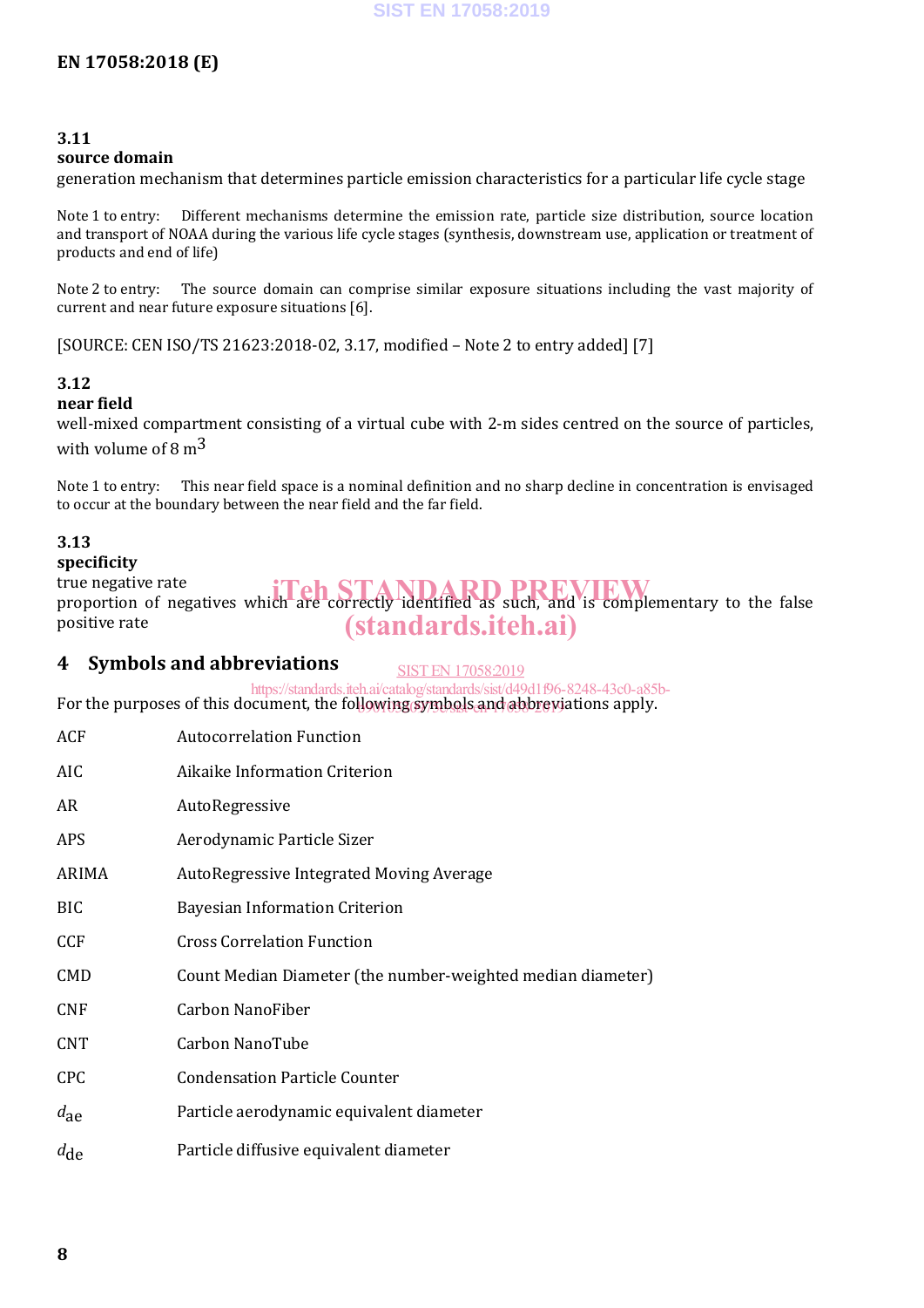### 3.11

**source domain**

generation mechanism that determines particle emission characteristics for a particular life cycle stage

Note 1 to entry: Different mechanisms determine the emission rate, particle size distribution, source location and transport of NOAA during the various life cycle stages (synthesis, downstream use, application or treatment of products and end of life)

Note 2 to entry: The source domain can comprise similar exposure situations including the vast majority of current and near future exposure situations [6].

[SOURCE: CEN ISO/TS 21623:2018-02, 3.17, modified – Note 2 to entry added] [7]

### 3.12

**near field**

well-mixed compartment consisting of a virtual cube with 2-m sides centred on the source of particles, with volume of 8 $m^3$

Note 1 to entry: This near field space is a nominal definition and no sharp decline in concentration is envisaged to occur at the boundary between the near field and the far field.

### 3.13

**specificity**

true negative rate

proportion of negatives which are correctly identified as such, and is complementary to the false positive rate

## 4 Symbols and abbreviations

For the purposes of this document, the following symbols and abbreviations apply.

| | |
|---|---|
| ACF | Autocorrelation Function |
| AIC | Aikaike Information Criterion |
| AR | AutoRegressive |
| APS | Aerodynamic Particle Sizer |
| ARIMA | AutoRegressive Integrated Moving Average |
| BIC | Bayesian Information Criterion |
| CCF | Cross Correlation Function |
| CMD | Count Median Diameter (the number-weighted median diameter) |
| CNF | Carbon NanoFiber |
| CNT | Carbon NanoTube |
| CPC | Condensation Particle Counter |
| $d_{ae}$ | Particle aerodynamic equivalent diameter |
| $d_{de}$ | Particle diffusive equivalent diameter |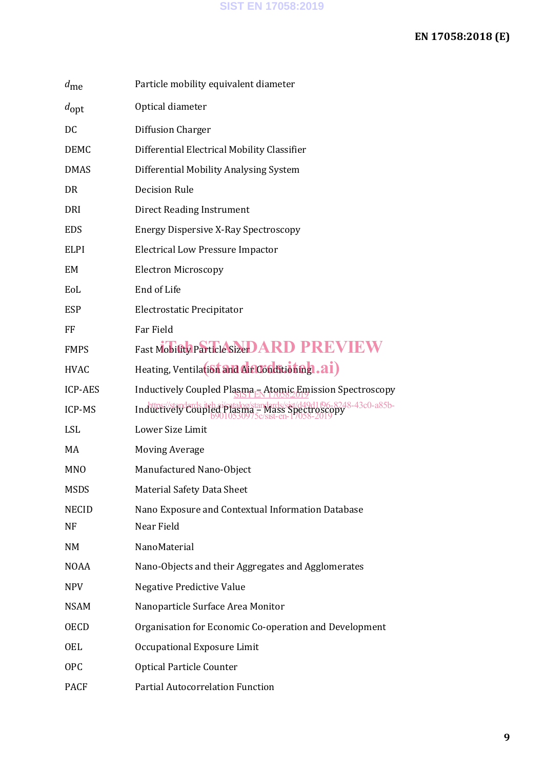| | |
|---|---|
| $d_{me}$ | Particle mobility equivalent diameter |
| $d_{opt}$ | Optical diameter |
| DC | Diffusion Charger |
| DEMC | Differential Electrical Mobility Classifier |
| DMAS | Differential Mobility Analysing System |
| DR | Decision Rule |
| DRI | Direct Reading Instrument |
| EDS | Energy Dispersive X-Ray Spectroscopy |
| ELPI | Electrical Low Pressure Impactor |
| EM | Electron Microscopy |
| EoL | End of Life |
| ESP | Electrostatic Precipitator |
| FF | Far Field |
| FMPS | Fast Mobility Particle Sizer |
| HVAC | Heating, Ventilation and Air Conditioning |
| ICP-AES | Inductively Coupled Plasma – Atomic Emission Spectroscopy |
| ICP-MS | Inductively Coupled Plasma – Mass Spectroscopy |
| LSL | Lower Size Limit |
| MA | Moving Average |
| MNO | Manufactured Nano-Object |
| MSDS | Material Safety Data Sheet |
| NECID | Nano Exposure and Contextual Information Database |
| NF | Near Field |
| NM | NanoMaterial |
| NOAA | Nano-Objects and their Aggregates and Agglomerates |
| NPV | Negative Predictive Value |
| NSAM | Nanoparticle Surface Area Monitor |
| OECD | Organisation for Economic Co-operation and Development |
| OEL | Occupational Exposure Limit |
| OPC | Optical Particle Counter |
| PACF | Partial Autocorrelation Function |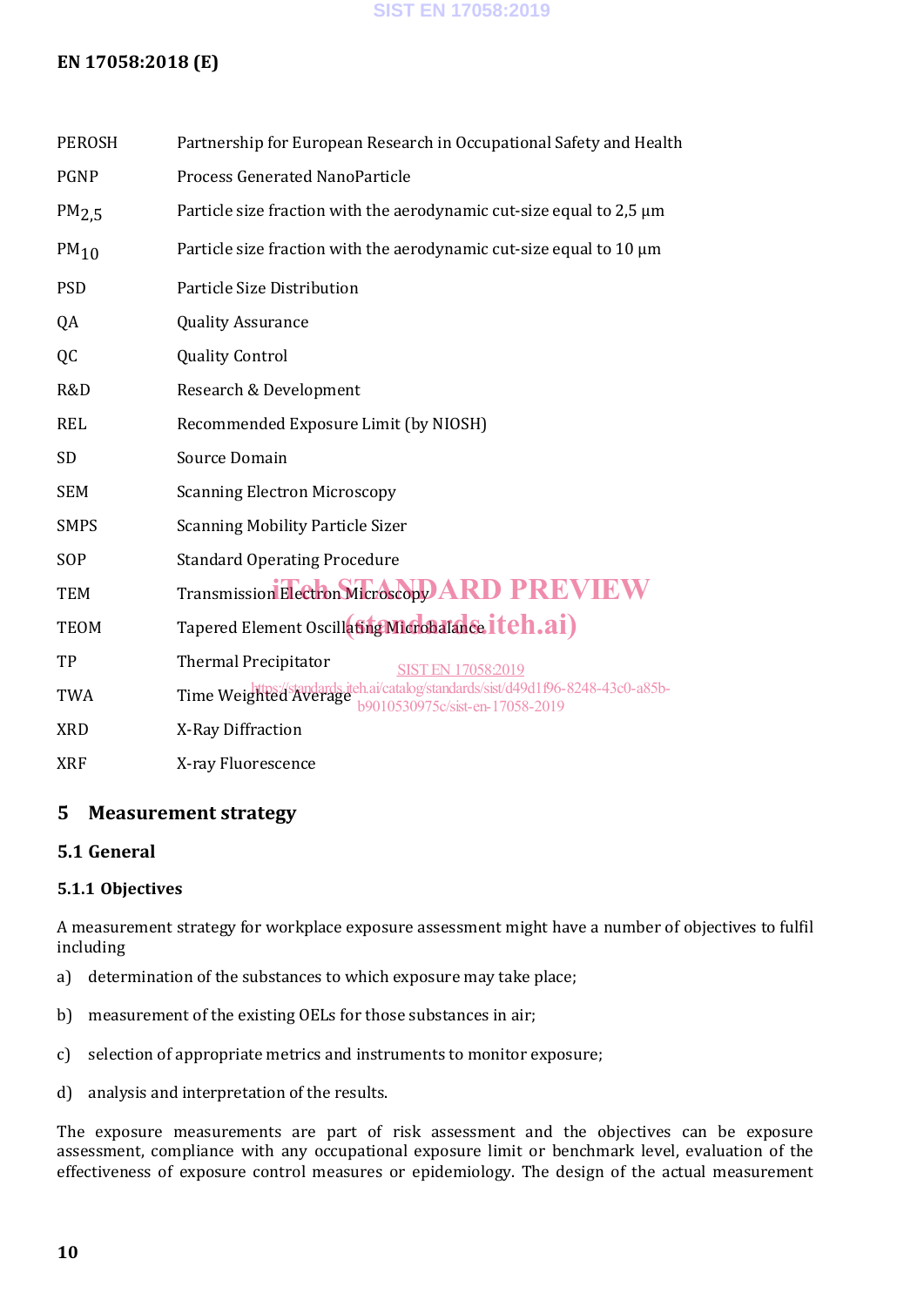| | |
|---|---|
| PEROSH | Partnership for European Research in Occupational Safety and Health |
| PGNP | Process Generated NanoParticle |
| $PM_{2,5}$ | Particle size fraction with the aerodynamic cut-size equal to 2,5 µm |
| $PM_{10}$ | Particle size fraction with the aerodynamic cut-size equal to 10 µm |
| PSD | Particle Size Distribution |
| QA | Quality Assurance |
| QC | Quality Control |
| R&D | Research & Development |
| REL | Recommended Exposure Limit (by NIOSH) |
| SD | Source Domain |
| SEM | Scanning Electron Microscopy |
| SMPS | Scanning Mobility Particle Sizer |
| SOP | Standard Operating Procedure |
| TEM | Transmission Electron Microscopy |
| TEOM | Tapered Element Oscillating Microbalance |
| TP | Thermal Precipitator |
| TWA | Time Weighted Average |
| XRD | X-Ray Diffraction |
| XRF | X-ray Fluorescence |

# 5 Measurement strategy

## 5.1 General

### 5.1.1 Objectives

A measurement strategy for workplace exposure assessment might have a number of objectives to fulfil including

a) determination of the substances to which exposure may take place;

b) measurement of the existing OELs for those substances in air;

c) selection of appropriate metrics and instruments to monitor exposure;

d) analysis and interpretation of the results.

The exposure measurements are part of risk assessment and the objectives can be exposure assessment, compliance with any occupational exposure limit or benchmark level, evaluation of the effectiveness of exposure control measures or epidemiology. The design of the actual measurement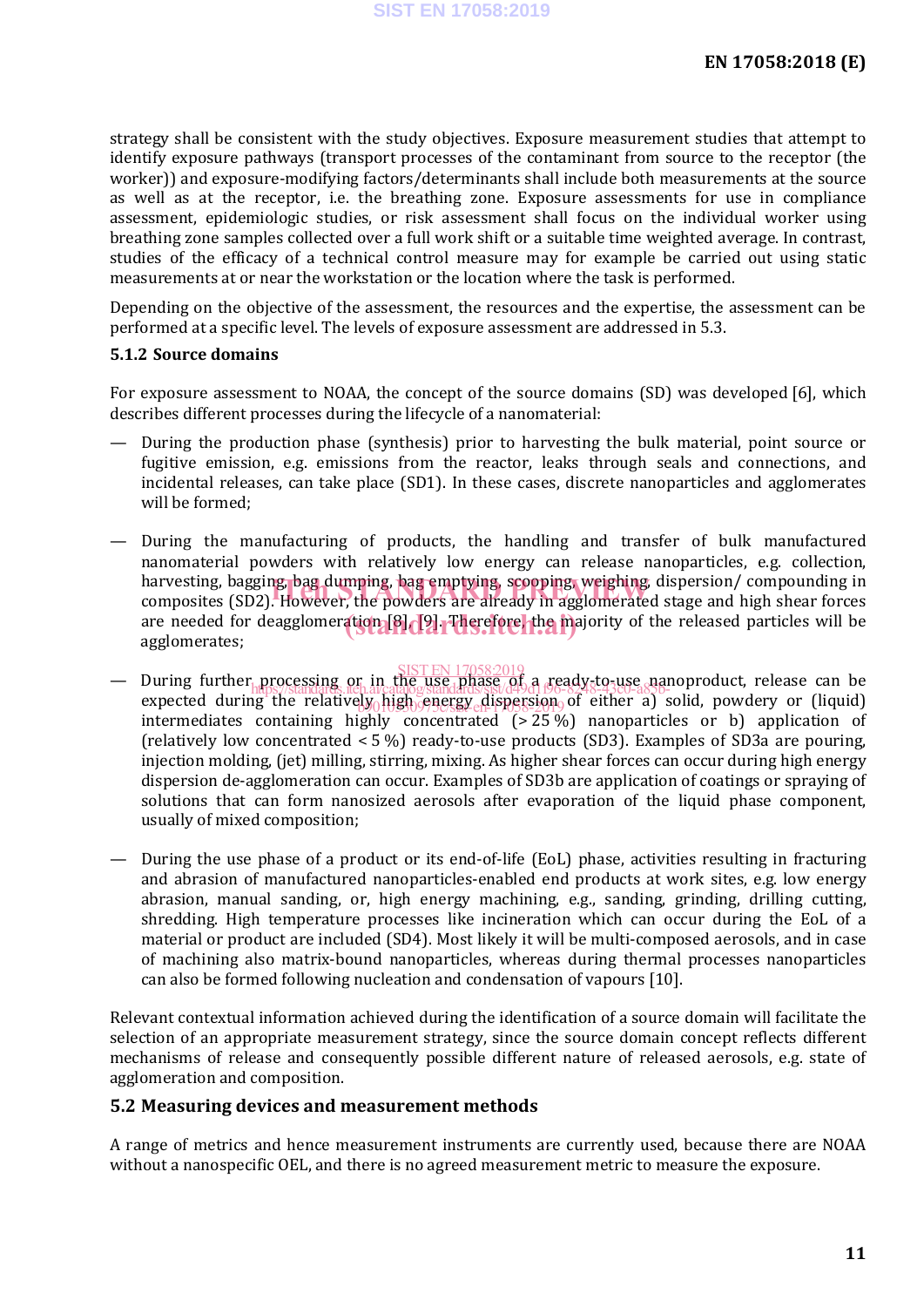strategy shall be consistent with the study objectives. Exposure measurement studies that attempt to identify exposure pathways (transport processes of the contaminant from source to the receptor (the worker)) and exposure-modifying factors/determinants shall include both measurements at the source as well as at the receptor, i.e. the breathing zone. Exposure assessments for use in compliance assessment, epidemiologic studies, or risk assessment shall focus on the individual worker using breathing zone samples collected over a full work shift or a suitable time weighted average. In contrast, studies of the efficacy of a technical control measure may for example be carried out using static measurements at or near the workstation or the location where the task is performed.

Depending on the objective of the assessment, the resources and the expertise, the assessment can be performed at a specific level. The levels of exposure assessment are addressed in 5.3.

### 5.1.2 Source domains

For exposure assessment to NOAA, the concept of the source domains (SD) was developed [6], which describes different processes during the lifecycle of a nanomaterial:

— During the production phase (synthesis) prior to harvesting the bulk material, point source or fugitive emission, e.g. emissions from the reactor, leaks through seals and connections, and incidental releases, can take place (SD1). In these cases, discrete nanoparticles and agglomerates will be formed;

— During the manufacturing of products, the handling and transfer of bulk manufactured nanomaterial powders with relatively low energy can release nanoparticles, e.g. collection, harvesting, bagging, bag dumping, bag emptying, scooping, weighing, dispersion/ compounding in composites (SD2). However, the powders are already in agglomerated stage and high shear forces are needed for deagglomeration [8], [9]. Therefore, the majority of the released particles will be agglomerates;

— During further processing or in the use phase of a ready-to-use nanoproduct, release can be expected during the relatively high energy dispersion of either a) solid, powdery or (liquid) intermediates containing highly concentrated (> 25 %) nanoparticles or b) application of (relatively low concentrated < 5 %) ready-to-use products (SD3). Examples of SD3a are pouring, injection molding, (jet) milling, stirring, mixing. As higher shear forces can occur during high energy dispersion de-agglomeration can occur. Examples of SD3b are application of coatings or spraying of solutions that can form nanosized aerosols after evaporation of the liquid phase component, usually of mixed composition;

— During the use phase of a product or its end-of-life (EoL) phase, activities resulting in fracturing and abrasion of manufactured nanoparticles-enabled end products at work sites, e.g. low energy abrasion, manual sanding, or, high energy machining, e.g., sanding, grinding, drilling cutting, shredding. High temperature processes like incineration which can occur during the EoL of a material or product are included (SD4). Most likely it will be multi-composed aerosols, and in case of machining also matrix-bound nanoparticles, whereas during thermal processes nanoparticles can also be formed following nucleation and condensation of vapours [10].

Relevant contextual information achieved during the identification of a source domain will facilitate the selection of an appropriate measurement strategy, since the source domain concept reflects different mechanisms of release and consequently possible different nature of released aerosols, e.g. state of agglomeration and composition.

## 5.2 Measuring devices and measurement methods

A range of metrics and hence measurement instruments are currently used, because there are NOAA without a nanospecific OEL, and there is no agreed measurement metric to measure the exposure.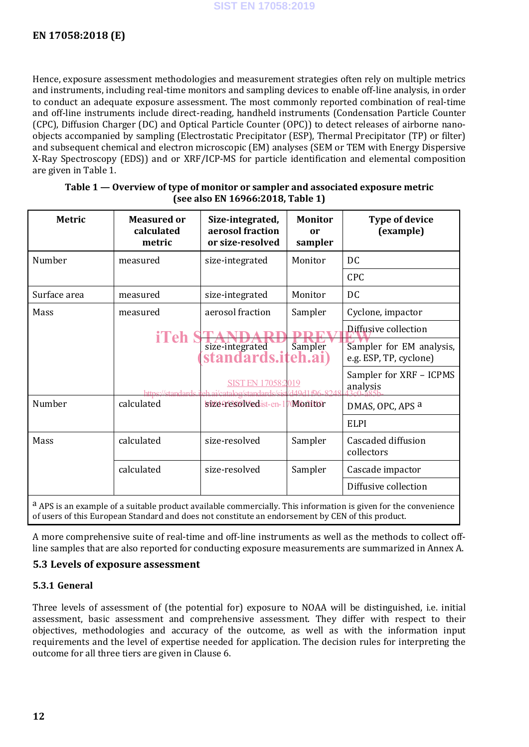Hence, exposure assessment methodologies and measurement strategies often rely on multiple metrics and instruments, including real-time monitors and sampling devices to enable off-line analysis, in order to conduct an adequate exposure assessment. The most commonly reported combination of real-time and off-line instruments include direct-reading, handheld instruments (Condensation Particle Counter (CPC), Diffusion Charger (DC) and Optical Particle Counter (OPC)) to detect releases of airborne nano-objects accompanied by sampling (Electrostatic Precipitator (ESP), Thermal Precipitator (TP) or filter) and subsequent chemical and electron microscopic (EM) analyses (SEM or TEM with Energy Dispersive X-Ray Spectroscopy (EDS)) and or XRF/ICP-MS for particle identification and elemental composition are given in Table 1.

**Table 1 — Overview of type of monitor or sampler and associated exposure metric (see also EN 16966:2018, Table 1)**

| Metric | Measured or calculated metric | Size-integrated, aerosol fraction or size-resolved | Monitor or sampler | Type of device (example) |
|---|---|---|---|---|
| Number | measured | size-integrated | Monitor | DC |
| | | | | CPC |
| Surface area | measured | size-integrated | Monitor | DC |
| Mass | measured | aerosol fraction | Sampler | Cyclone, impactor |
| | | | | Diffusive collection |
| | | size-integrated | Sampler | Sampler for EM analysis, e.g. ESP, TP, cyclone) |
| | | | | Sampler for XRF – ICPMS analysis |
| Number | calculated | size-resolved | Monitor | DMAS, OPC, APS [a] |
| | | | | ELPI |
| Mass | calculated | size-resolved | Sampler | Cascaded diffusion collectors |
| | calculated | size-resolved | Sampler | Cascade impactor |
| | | | | Diffusive collection |

[a] APS is an example of a suitable product available commercially. This information is given for the convenience of users of this European Standard and does not constitute an endorsement by CEN of this product.

A more comprehensive suite of real-time and off-line instruments as well as the methods to collect off-line samples that are also reported for conducting exposure measurements are summarized in Annex A.

## 5.3 Levels of exposure assessment

### 5.3.1 General

Three levels of assessment of (the potential for) exposure to NOAA will be distinguished, i.e. initial assessment, basic assessment and comprehensive assessment. They differ with respect to their objectives, methodologies and accuracy of the outcome, as well as with the information input requirements and the level of expertise needed for application. The decision rules for interpreting the outcome for all three tiers are given in Clause 6.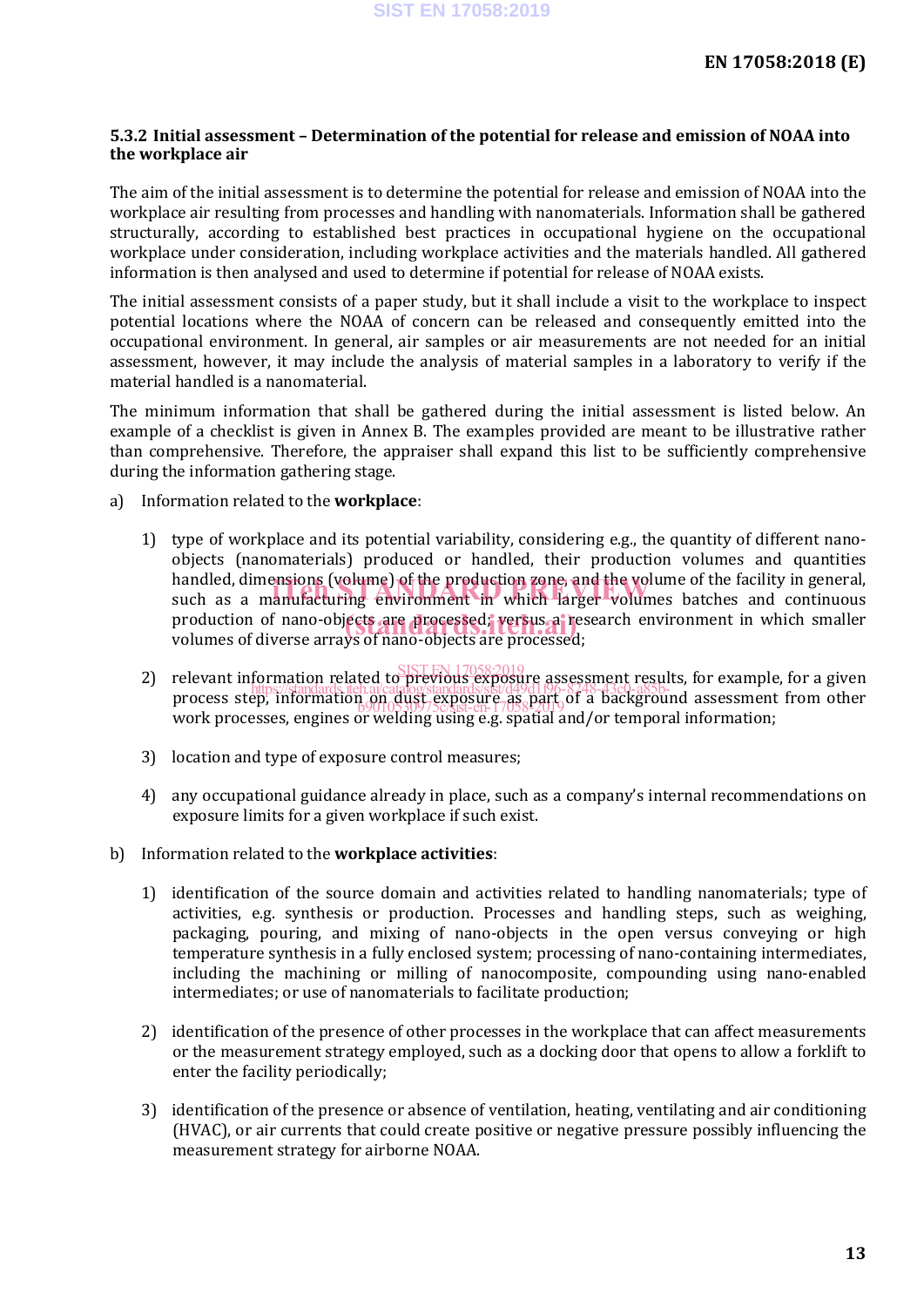### 5.3.2 Initial assessment – Determination of the potential for release and emission of NOAA into the workplace air

The aim of the initial assessment is to determine the potential for release and emission of NOAA into the workplace air resulting from processes and handling with nanomaterials. Information shall be gathered structurally, according to established best practices in occupational hygiene on the occupational workplace under consideration, including workplace activities and the materials handled. All gathered information is then analysed and used to determine if potential for release of NOAA exists.

The initial assessment consists of a paper study, but it shall include a visit to the workplace to inspect potential locations where the NOAA of concern can be released and consequently emitted into the occupational environment. In general, air samples or air measurements are not needed for an initial assessment, however, it may include the analysis of material samples in a laboratory to verify if the material handled is a nanomaterial.

The minimum information that shall be gathered during the initial assessment is listed below. An example of a checklist is given in Annex B. The examples provided are meant to be illustrative rather than comprehensive. Therefore, the appraiser shall expand this list to be sufficiently comprehensive during the information gathering stage.

a) Information related to the **workplace**:

  1) type of workplace and its potential variability, considering e.g., the quantity of different nano-objects (nanomaterials) produced or handled, their production volumes and quantities handled, dimensions (volume) of the production zone, and the volume of the facility in general, such as a manufacturing environment in which larger volumes batches and continuous production of nano-objects are processed; versus a research environment in which smaller volumes of diverse arrays of nano-objects are processed;

  2) relevant information related to previous exposure assessment results, for example, for a given process step, information on dust exposure as part of a background assessment from other work processes, engines or welding using e.g. spatial and/or temporal information;

  3) location and type of exposure control measures;

  4) any occupational guidance already in place, such as a company's internal recommendations on exposure limits for a given workplace if such exist.

b) Information related to the **workplace activities**:

  1) identification of the source domain and activities related to handling nanomaterials; type of activities, e.g. synthesis or production. Processes and handling steps, such as weighing, packaging, pouring, and mixing of nano-objects in the open versus conveying or high temperature synthesis in a fully enclosed system; processing of nano-containing intermediates, including the machining or milling of nanocomposite, compounding using nano-enabled intermediates; or use of nanomaterials to facilitate production;

  2) identification of the presence of other processes in the workplace that can affect measurements or the measurement strategy employed, such as a docking door that opens to allow a forklift to enter the facility periodically;

  3) identification of the presence or absence of ventilation, heating, ventilating and air conditioning (HVAC), or air currents that could create positive or negative pressure possibly influencing the measurement strategy for airborne NOAA.